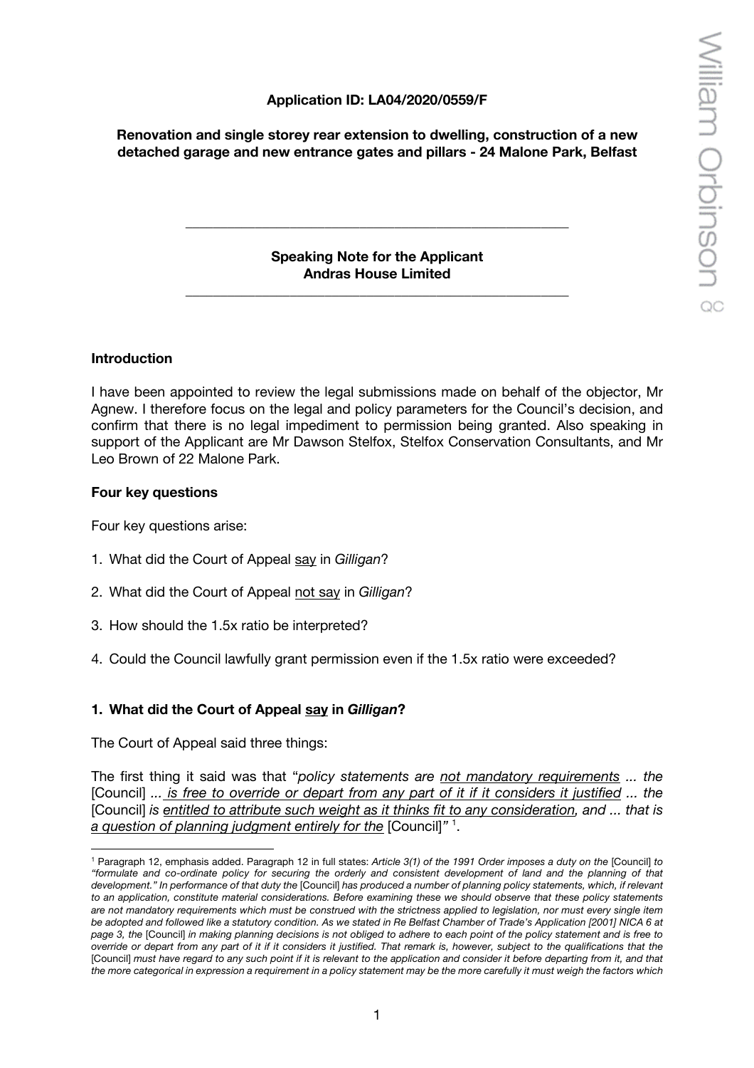**Application ID: LA04/2020/0559/F**

**Renovation and single storey rear extension to dwelling, construction of a new detached garage and new entrance gates and pillars - 24 Malone Park, Belfast**

---

**Speaking Note for the Applicant**
**Andras House Limited**

---

## Introduction

I have been appointed to review the legal submissions made on behalf of the objector, Mr Agnew. I therefore focus on the legal and policy parameters for the Council's decision, and confirm that there is no legal impediment to permission being granted. Also speaking in support of the Applicant are Mr Dawson Stelfox, Stelfox Conservation Consultants, and Mr Leo Brown of 22 Malone Park.

## Four key questions

Four key questions arise:

1. What did the Court of Appeal <u>say</u> in *Gilligan*?
2. What did the Court of Appeal <u>not say</u> in *Gilligan*?
3. How should the 1.5x ratio be interpreted?
4. Could the Council lawfully grant permission even if the 1.5x ratio were exceeded?

## 1. What did the Court of Appeal <u>say</u> in *Gilligan*?

The Court of Appeal said three things:

The first thing it said was that "*policy statements are <u>not mandatory requirements</u> ... the* [Council] *... <u>is free to override or depart from any part of it if it considers it justified</u> ... the* [Council] *is <u>entitled to attribute such weight as it thinks fit to any consideration</u>, and ... that is <u>a question of planning judgment entirely for the</u>* [Council]*"* [1].

---

[1] Paragraph 12, emphasis added. Paragraph 12 in full states: *Article 3(1) of the 1991 Order imposes a duty on the* [Council] *to "formulate and co-ordinate policy for securing the orderly and consistent development of land and the planning of that development." In performance of that duty the* [Council] *has produced a number of planning policy statements, which, if relevant to an application, constitute material considerations. Before examining these we should observe that these policy statements are not mandatory requirements which must be construed with the strictness applied to legislation, nor must every single item be adopted and followed like a statutory condition. As we stated in Re Belfast Chamber of Trade's Application [2001] NICA 6 at page 3, the* [Council] *in making planning decisions is not obliged to adhere to each point of the policy statement and is free to override or depart from any part of it if it considers it justified. That remark is, however, subject to the qualifications that the* [Council] *must have regard to any such point if it is relevant to the application and consider it before departing from it, and that the more categorical in expression a requirement in a policy statement may be the more carefully it must weigh the factors which*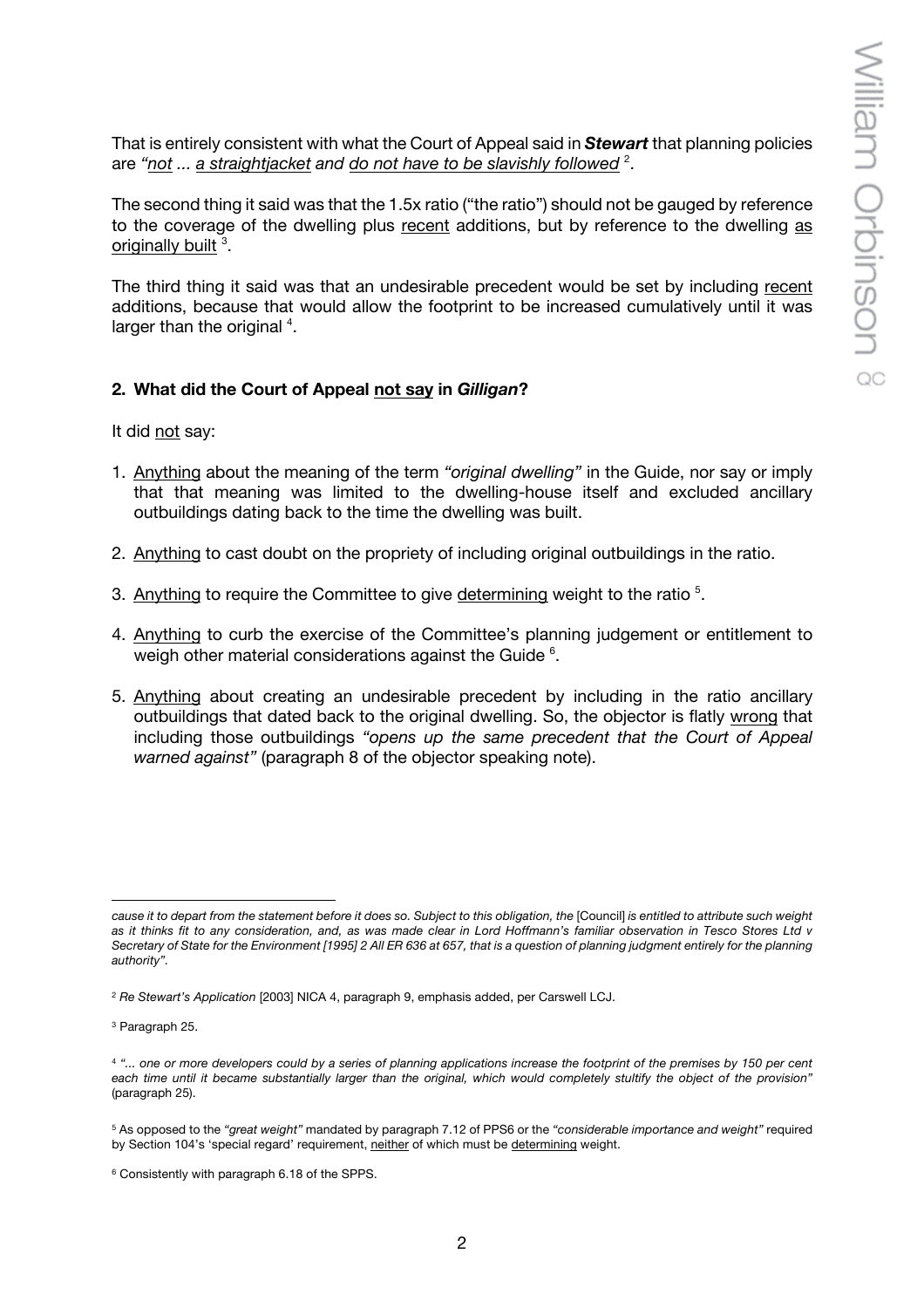That is entirely consistent with what the Court of Appeal said in ***Stewart*** that planning policies are *"not ... a straightjacket and do not have to be slavishly followed* [2].

The second thing it said was that the 1.5x ratio ("the ratio") should not be gauged by reference to the coverage of the dwelling plus recent additions, but by reference to the dwelling as originally built [3].

The third thing it said was that an undesirable precedent would be set by including recent additions, because that would allow the footprint to be increased cumulatively until it was larger than the original [4].

**2. What did the Court of Appeal not say in *Gilligan*?**

It did not say:

1. Anything about the meaning of the term *"original dwelling"* in the Guide, nor say or imply that that meaning was limited to the dwelling-house itself and excluded ancillary outbuildings dating back to the time the dwelling was built.

2. Anything to cast doubt on the propriety of including original outbuildings in the ratio.

3. Anything to require the Committee to give determining weight to the ratio [5].

4. Anything to curb the exercise of the Committee's planning judgement or entitlement to weigh other material considerations against the Guide [6].

5. Anything about creating an undesirable precedent by including in the ratio ancillary outbuildings that dated back to the original dwelling. So, the objector is flatly wrong that including those outbuildings *"opens up the same precedent that the Court of Appeal warned against"* (paragraph 8 of the objector speaking note).

---

*cause it to depart from the statement before it does so. Subject to this obligation, the* [Council] *is entitled to attribute such weight as it thinks fit to any consideration, and, as was made clear in Lord Hoffmann's familiar observation in Tesco Stores Ltd v Secretary of State for the Environment [1995] 2 All ER 636 at 657, that is a question of planning judgment entirely for the planning authority".*

[2] *Re Stewart's Application* [2003] NICA 4, paragraph 9, emphasis added, per Carswell LCJ.

[3] Paragraph 25.

[4] *"... one or more developers could by a series of planning applications increase the footprint of the premises by 150 per cent each time until it became substantially larger than the original, which would completely stultify the object of the provision"* (paragraph 25).

[5] As opposed to the *"great weight"* mandated by paragraph 7.12 of PPS6 or the *"considerable importance and weight"* required by Section 104's 'special regard' requirement, neither of which must be determining weight.

[6] Consistently with paragraph 6.18 of the SPPS.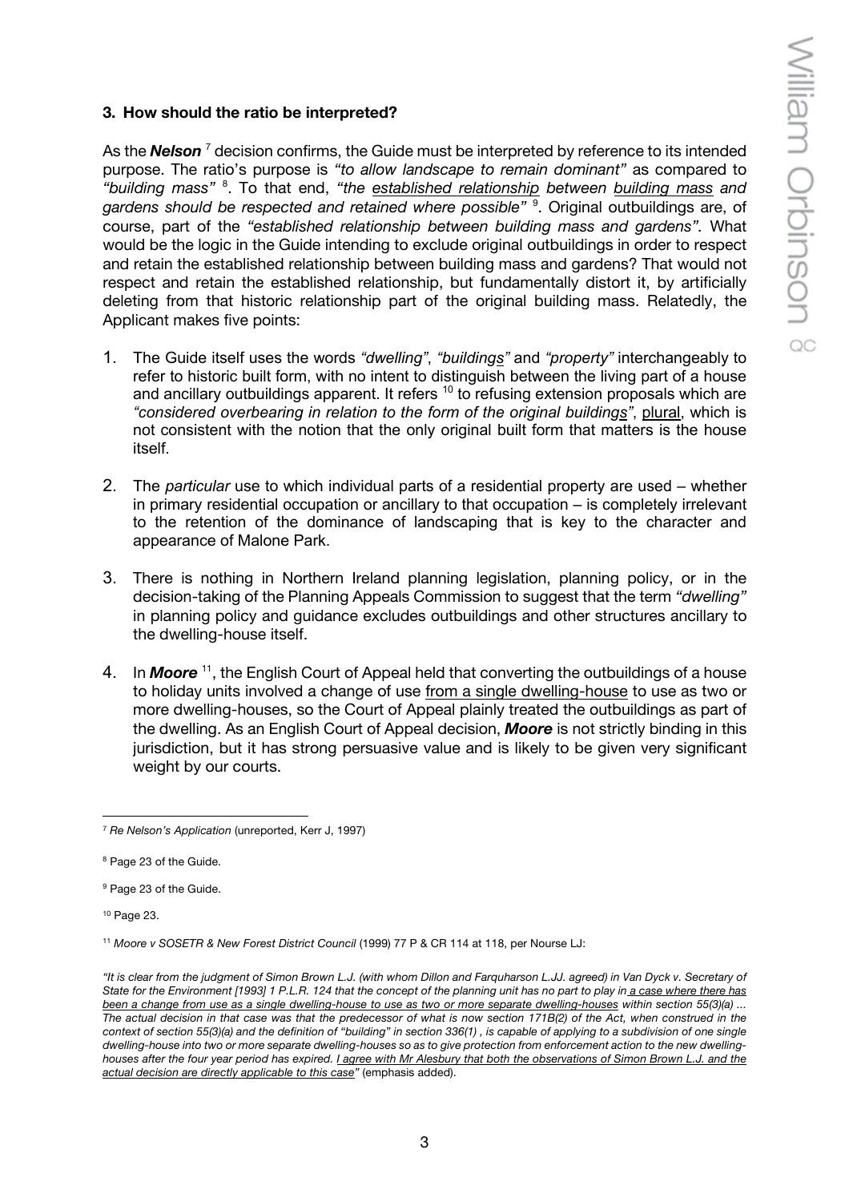### 3. How should the ratio be interpreted?

As the ***Nelson*** [7] decision confirms, the Guide must be interpreted by reference to its intended purpose. The ratio's purpose is *"to allow landscape to remain dominant"* as compared to *"building mass"* [8]. To that end, *"the established relationship between building mass and gardens should be respected and retained where possible"* [9]. Original outbuildings are, of course, part of the *"established relationship between building mass and gardens".* What would be the logic in the Guide intending to exclude original outbuildings in order to respect and retain the established relationship between building mass and gardens? That would not respect and retain the established relationship, but fundamentally distort it, by artificially deleting from that historic relationship part of the original building mass. Relatedly, the Applicant makes five points:

1. The Guide itself uses the words *"dwelling"*, *"buildings"* and *"property"* interchangeably to refer to historic built form, with no intent to distinguish between the living part of a house and ancillary outbuildings apparent. It refers [10] to refusing extension proposals which are *"considered overbearing in relation to the form of the original buildings"*, plural, which is not consistent with the notion that the only original built form that matters is the house itself.

2. The *particular* use to which individual parts of a residential property are used – whether in primary residential occupation or ancillary to that occupation – is completely irrelevant to the retention of the dominance of landscaping that is key to the character and appearance of Malone Park.

3. There is nothing in Northern Ireland planning legislation, planning policy, or in the decision-taking of the Planning Appeals Commission to suggest that the term *"dwelling"* in planning policy and guidance excludes outbuildings and other structures ancillary to the dwelling-house itself.

4. In ***Moore*** [11], the English Court of Appeal held that converting the outbuildings of a house to holiday units involved a change of use from a single dwelling-house to use as two or more dwelling-houses, so the Court of Appeal plainly treated the outbuildings as part of the dwelling. As an English Court of Appeal decision, ***Moore*** is not strictly binding in this jurisdiction, but it has strong persuasive value and is likely to be given very significant weight by our courts.

---

[7] *Re Nelson's Application* (unreported, Kerr J, 1997)

[8] Page 23 of the Guide.

[9] Page 23 of the Guide.

[10] Page 23.

[11] *Moore v SOSETR & New Forest District Council* (1999) 77 P & CR 114 at 118, per Nourse LJ:

*"It is clear from the judgment of Simon Brown L.J. (with whom Dillon and Farquharson L.JJ. agreed) in Van Dyck v. Secretary of State for the Environment [1993] 1 P.L.R. 124 that the concept of the planning unit has no part to play in a case where there has been a change from use as a single dwelling-house to use as two or more separate dwelling-houses within section 55(3)(a) ... The actual decision in that case was that the predecessor of what is now section 171B(2) of the Act, when construed in the context of section 55(3)(a) and the definition of "building" in section 336(1) , is capable of applying to a subdivision of one single dwelling-house into two or more separate dwelling-houses so as to give protection from enforcement action to the new dwelling-houses after the four year period has expired. I agree with Mr Alesbury that both the observations of Simon Brown L.J. and the actual decision are directly applicable to this case"* (emphasis added).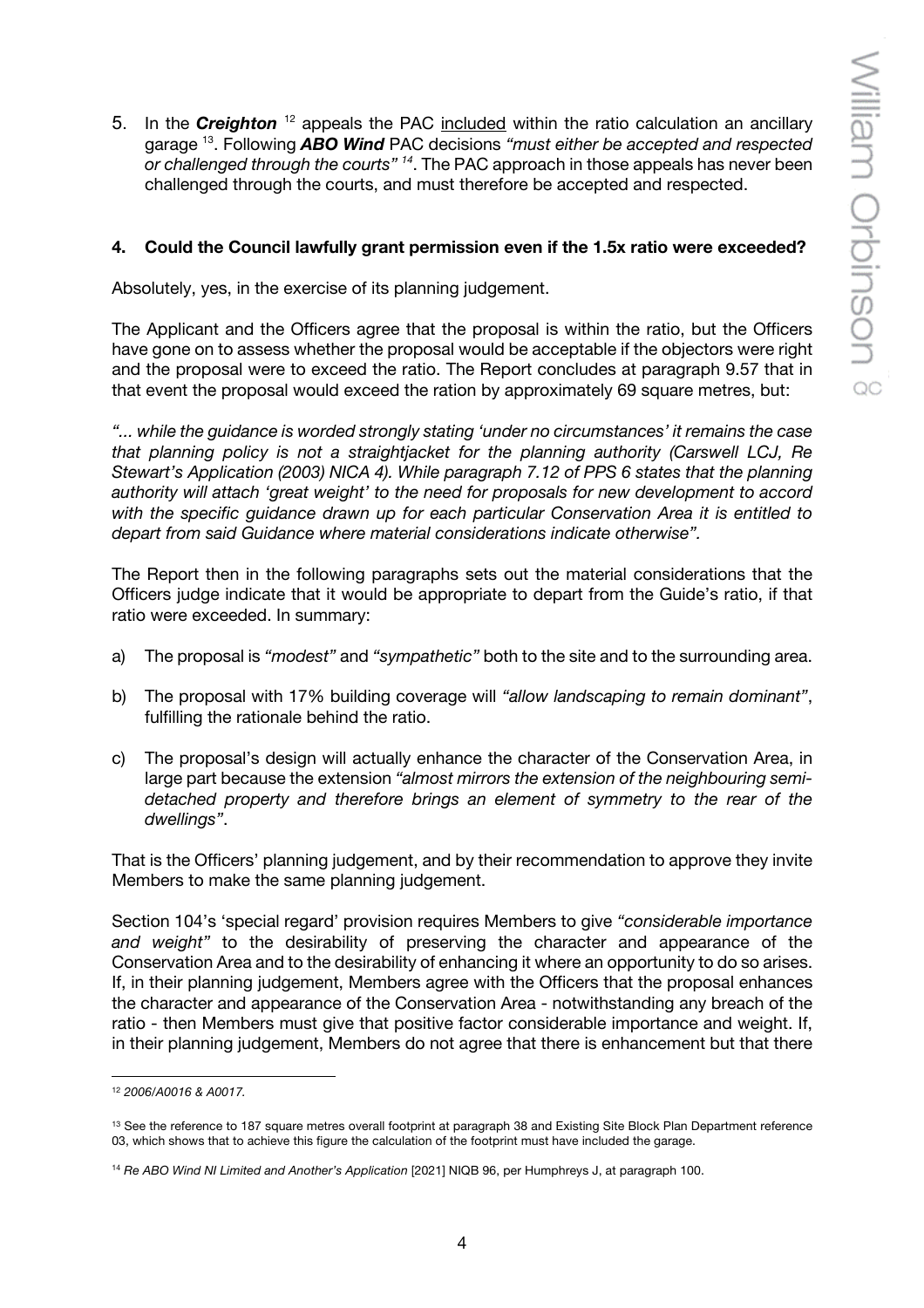5. In the ***Creighton*** [12] appeals the PAC included within the ratio calculation an ancillary garage [13]. Following ***ABO Wind*** PAC decisions *"must either be accepted and respected or challenged through the courts"* [14]. The PAC approach in those appeals has never been challenged through the courts, and must therefore be accepted and respected.

### 4. Could the Council lawfully grant permission even if the 1.5x ratio were exceeded?

Absolutely, yes, in the exercise of its planning judgement.

The Applicant and the Officers agree that the proposal is within the ratio, but the Officers have gone on to assess whether the proposal would be acceptable if the objectors were right and the proposal were to exceed the ratio. The Report concludes at paragraph 9.57 that in that event the proposal would exceed the ration by approximately 69 square metres, but:

*"... while the guidance is worded strongly stating 'under no circumstances' it remains the case that planning policy is not a straightjacket for the planning authority (Carswell LCJ, Re Stewart's Application (2003) NICA 4). While paragraph 7.12 of PPS 6 states that the planning authority will attach 'great weight' to the need for proposals for new development to accord with the specific guidance drawn up for each particular Conservation Area it is entitled to depart from said Guidance where material considerations indicate otherwise".*

The Report then in the following paragraphs sets out the material considerations that the Officers judge indicate that it would be appropriate to depart from the Guide's ratio, if that ratio were exceeded. In summary:

a) The proposal is *"modest"* and *"sympathetic"* both to the site and to the surrounding area.

b) The proposal with 17% building coverage will *"allow landscaping to remain dominant"*, fulfilling the rationale behind the ratio.

c) The proposal's design will actually enhance the character of the Conservation Area, in large part because the extension *"almost mirrors the extension of the neighbouring semi-detached property and therefore brings an element of symmetry to the rear of the dwellings"*.

That is the Officers' planning judgement, and by their recommendation to approve they invite Members to make the same planning judgement.

Section 104's 'special regard' provision requires Members to give *"considerable importance and weight"* to the desirability of preserving the character and appearance of the Conservation Area and to the desirability of enhancing it where an opportunity to do so arises. If, in their planning judgement, Members agree with the Officers that the proposal enhances the character and appearance of the Conservation Area - notwithstanding any breach of the ratio - then Members must give that positive factor considerable importance and weight. If, in their planning judgement, Members do not agree that there is enhancement but that there

---

[12] *2006/A0016 & A0017.*

[13] See the reference to 187 square metres overall footprint at paragraph 38 and Existing Site Block Plan Department reference 03, which shows that to achieve this figure the calculation of the footprint must have included the garage.

[14] *Re ABO Wind NI Limited and Another's Application* [2021] NIQB 96, per Humphreys J, at paragraph 100.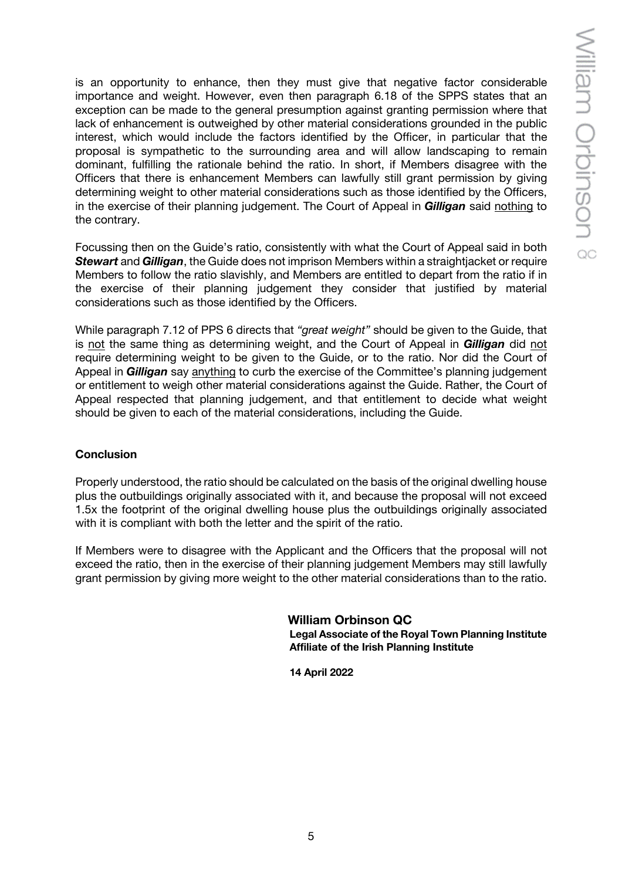is an opportunity to enhance, then they must give that negative factor considerable importance and weight. However, even then paragraph 6.18 of the SPPS states that an exception can be made to the general presumption against granting permission where that lack of enhancement is outweighed by other material considerations grounded in the public interest, which would include the factors identified by the Officer, in particular that the proposal is sympathetic to the surrounding area and will allow landscaping to remain dominant, fulfilling the rationale behind the ratio. In short, if Members disagree with the Officers that there is enhancement Members can lawfully still grant permission by giving determining weight to other material considerations such as those identified by the Officers, in the exercise of their planning judgement. The Court of Appeal in ***Gilligan*** said nothing to the contrary.

Focussing then on the Guide's ratio, consistently with what the Court of Appeal said in both ***Stewart*** and ***Gilligan***, the Guide does not imprison Members within a straightjacket or require Members to follow the ratio slavishly, and Members are entitled to depart from the ratio if in the exercise of their planning judgement they consider that justified by material considerations such as those identified by the Officers.

While paragraph 7.12 of PPS 6 directs that *"great weight"* should be given to the Guide, that is not the same thing as determining weight, and the Court of Appeal in ***Gilligan*** did not require determining weight to be given to the Guide, or to the ratio. Nor did the Court of Appeal in ***Gilligan*** say anything to curb the exercise of the Committee's planning judgement or entitlement to weigh other material considerations against the Guide. Rather, the Court of Appeal respected that planning judgement, and that entitlement to decide what weight should be given to each of the material considerations, including the Guide.

**Conclusion**

Properly understood, the ratio should be calculated on the basis of the original dwelling house plus the outbuildings originally associated with it, and because the proposal will not exceed 1.5x the footprint of the original dwelling house plus the outbuildings originally associated with it is compliant with both the letter and the spirit of the ratio.

If Members were to disagree with the Applicant and the Officers that the proposal will not exceed the ratio, then in the exercise of their planning judgement Members may still lawfully grant permission by giving more weight to the other material considerations than to the ratio.

**William Orbinson QC**
**Legal Associate of the Royal Town Planning Institute**
**Affiliate of the Irish Planning Institute**

**14 April 2022**